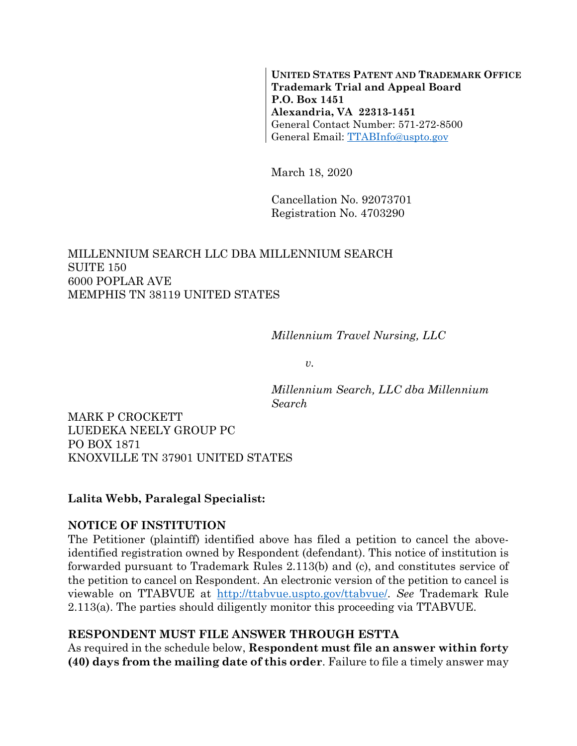**UNITED STATES PATENT AND TRADEMARK OFFICE**
**Trademark Trial and Appeal Board**
**P.O. Box 1451**
**Alexandria, VA 22313-1451**
General Contact Number: 571-272-8500
General Email: [TTABInfo@uspto.gov](mailto:TTABInfo@uspto.gov)

March 18, 2020

Cancellation No. 92073701
Registration No. 4703290

MILLENNIUM SEARCH LLC DBA MILLENNIUM SEARCH
SUITE 150
6000 POPLAR AVE
MEMPHIS TN 38119 UNITED STATES

*Millennium Travel Nursing, LLC*

*v.*

*Millennium Search, LLC dba Millennium Search*

MARK P CROCKETT
LUEDEKA NEELY GROUP PC
PO BOX 1871
KNOXVILLE TN 37901 UNITED STATES

**Lalita Webb, Paralegal Specialist:**

**NOTICE OF INSTITUTION**

The Petitioner (plaintiff) identified above has filed a petition to cancel the above-identified registration owned by Respondent (defendant). This notice of institution is forwarded pursuant to Trademark Rules 2.113(b) and (c), and constitutes service of the petition to cancel on Respondent. An electronic version of the petition to cancel is viewable on TTABVUE at [http://ttabvue.uspto.gov/ttabvue/](http://ttabvue.uspto.gov/ttabvue/). *See* Trademark Rule 2.113(a). The parties should diligently monitor this proceeding via TTABVUE.

**RESPONDENT MUST FILE ANSWER THROUGH ESTTA**

As required in the schedule below, **Respondent must file an answer within forty (40) days from the mailing date of this order**. Failure to file a timely answer may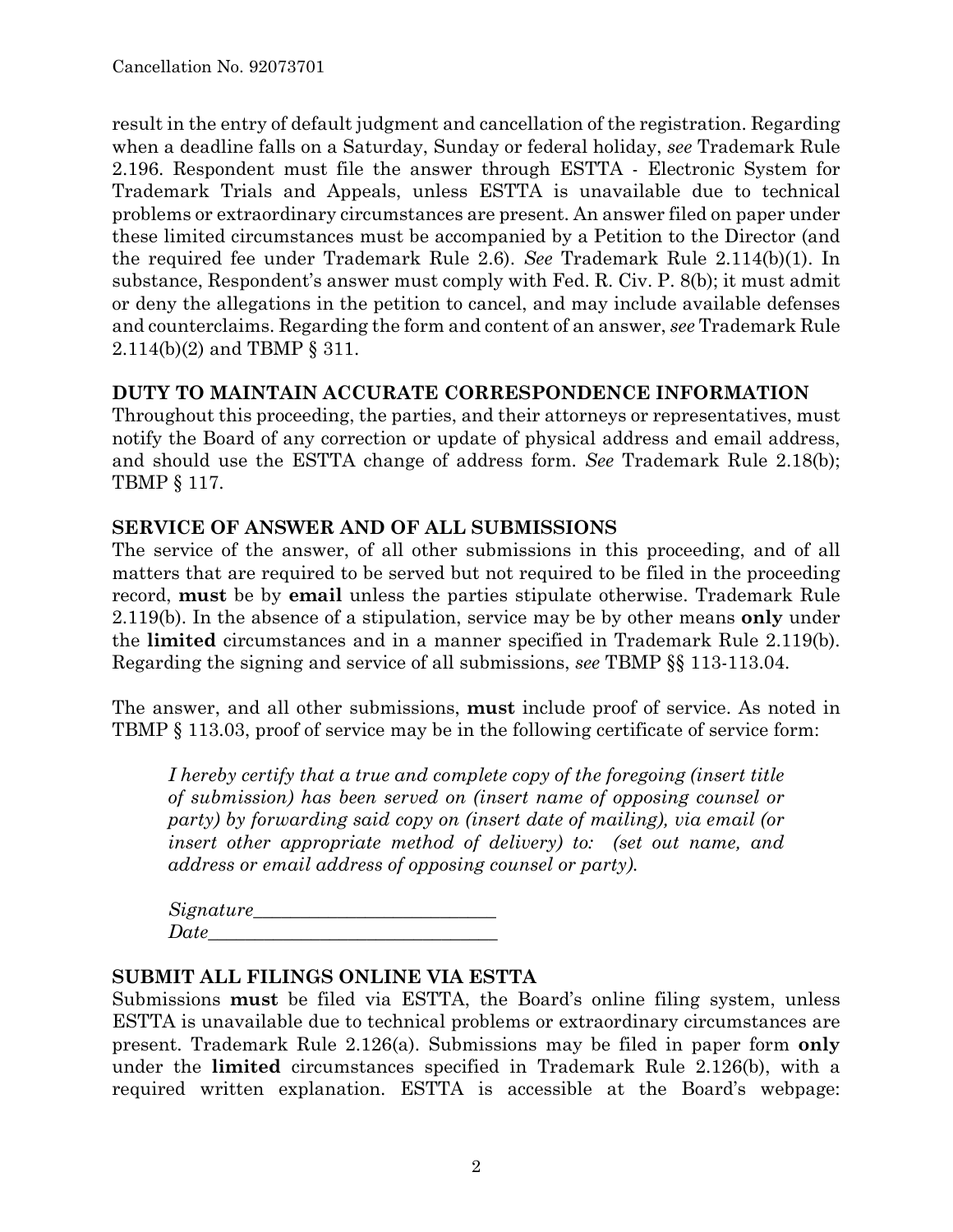result in the entry of default judgment and cancellation of the registration. Regarding when a deadline falls on a Saturday, Sunday or federal holiday, *see* Trademark Rule 2.196. Respondent must file the answer through ESTTA - Electronic System for Trademark Trials and Appeals, unless ESTTA is unavailable due to technical problems or extraordinary circumstances are present. An answer filed on paper under these limited circumstances must be accompanied by a Petition to the Director (and the required fee under Trademark Rule 2.6). *See* Trademark Rule 2.114(b)(1). In substance, Respondent's answer must comply with Fed. R. Civ. P. 8(b); it must admit or deny the allegations in the petition to cancel, and may include available defenses and counterclaims. Regarding the form and content of an answer, *see* Trademark Rule 2.114(b)(2) and TBMP § 311.

**DUTY TO MAINTAIN ACCURATE CORRESPONDENCE INFORMATION**

Throughout this proceeding, the parties, and their attorneys or representatives, must notify the Board of any correction or update of physical address and email address, and should use the ESTTA change of address form. *See* Trademark Rule 2.18(b); TBMP § 117.

**SERVICE OF ANSWER AND OF ALL SUBMISSIONS**

The service of the answer, of all other submissions in this proceeding, and of all matters that are required to be served but not required to be filed in the proceeding record, **must** be by **email** unless the parties stipulate otherwise. Trademark Rule 2.119(b). In the absence of a stipulation, service may be by other means **only** under the **limited** circumstances and in a manner specified in Trademark Rule 2.119(b). Regarding the signing and service of all submissions, *see* TBMP §§ 113-113.04.

The answer, and all other submissions, **must** include proof of service. As noted in TBMP § 113.03, proof of service may be in the following certificate of service form:

> *I hereby certify that a true and complete copy of the foregoing (insert title of submission) has been served on (insert name of opposing counsel or party) by forwarding said copy on (insert date of mailing), via email (or insert other appropriate method of delivery) to: (set out name, and address or email address of opposing counsel or party).*
>
> *Signature*\_\_\_\_\_\_\_\_\_\_\_\_\_\_\_\_\_\_\_\_\_\_\_\_\_\_\_
> *Date*\_\_\_\_\_\_\_\_\_\_\_\_\_\_\_\_\_\_\_\_\_\_\_\_\_\_\_\_\_\_\_\_

**SUBMIT ALL FILINGS ONLINE VIA ESTTA**

Submissions **must** be filed via ESTTA, the Board's online filing system, unless ESTTA is unavailable due to technical problems or extraordinary circumstances are present. Trademark Rule 2.126(a). Submissions may be filed in paper form **only** under the **limited** circumstances specified in Trademark Rule 2.126(b), with a required written explanation. ESTTA is accessible at the Board's webpage: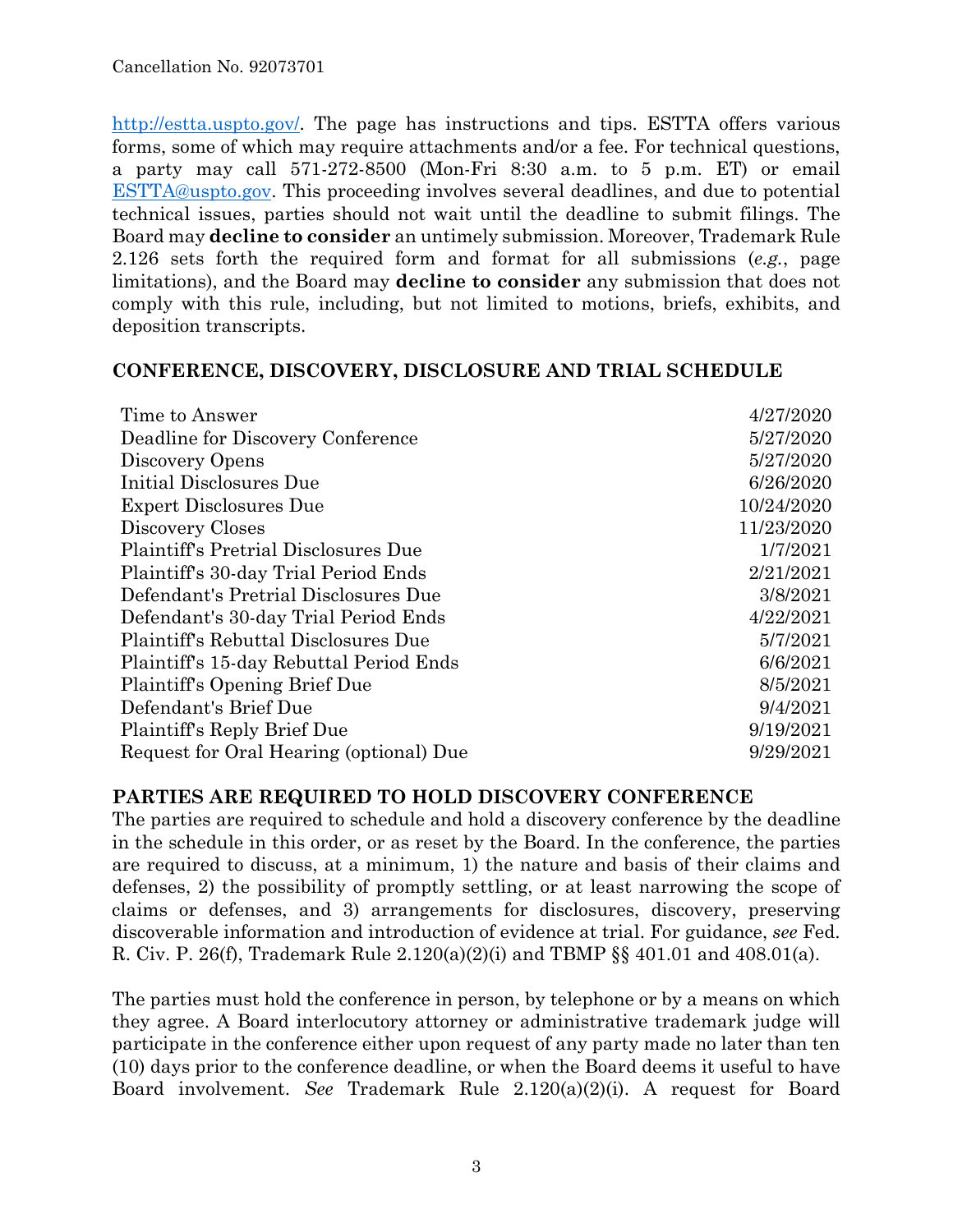http://estta.uspto.gov/. The page has instructions and tips. ESTTA offers various forms, some of which may require attachments and/or a fee. For technical questions, a party may call 571-272-8500 (Mon-Fri 8:30 a.m. to 5 p.m. ET) or email ESTTA@uspto.gov. This proceeding involves several deadlines, and due to potential technical issues, parties should not wait until the deadline to submit filings. The Board may **decline to consider** an untimely submission. Moreover, Trademark Rule 2.126 sets forth the required form and format for all submissions (*e.g.*, page limitations), and the Board may **decline to consider** any submission that does not comply with this rule, including, but not limited to motions, briefs, exhibits, and deposition transcripts.

## CONFERENCE, DISCOVERY, DISCLOSURE AND TRIAL SCHEDULE

| | |
|---|---|
| Time to Answer | 4/27/2020 |
| Deadline for Discovery Conference | 5/27/2020 |
| Discovery Opens | 5/27/2020 |
| Initial Disclosures Due | 6/26/2020 |
| Expert Disclosures Due | 10/24/2020 |
| Discovery Closes | 11/23/2020 |
| Plaintiff's Pretrial Disclosures Due | 1/7/2021 |
| Plaintiff's 30-day Trial Period Ends | 2/21/2021 |
| Defendant's Pretrial Disclosures Due | 3/8/2021 |
| Defendant's 30-day Trial Period Ends | 4/22/2021 |
| Plaintiff's Rebuttal Disclosures Due | 5/7/2021 |
| Plaintiff's 15-day Rebuttal Period Ends | 6/6/2021 |
| Plaintiff's Opening Brief Due | 8/5/2021 |
| Defendant's Brief Due | 9/4/2021 |
| Plaintiff's Reply Brief Due | 9/19/2021 |
| Request for Oral Hearing (optional) Due | 9/29/2021 |

## PARTIES ARE REQUIRED TO HOLD DISCOVERY CONFERENCE

The parties are required to schedule and hold a discovery conference by the deadline in the schedule in this order, or as reset by the Board. In the conference, the parties are required to discuss, at a minimum, 1) the nature and basis of their claims and defenses, 2) the possibility of promptly settling, or at least narrowing the scope of claims or defenses, and 3) arrangements for disclosures, discovery, preserving discoverable information and introduction of evidence at trial. For guidance, *see* Fed. R. Civ. P. 26(f), Trademark Rule 2.120(a)(2)(i) and TBMP §§ 401.01 and 408.01(a).

The parties must hold the conference in person, by telephone or by a means on which they agree. A Board interlocutory attorney or administrative trademark judge will participate in the conference either upon request of any party made no later than ten (10) days prior to the conference deadline, or when the Board deems it useful to have Board involvement. *See* Trademark Rule 2.120(a)(2)(i). A request for Board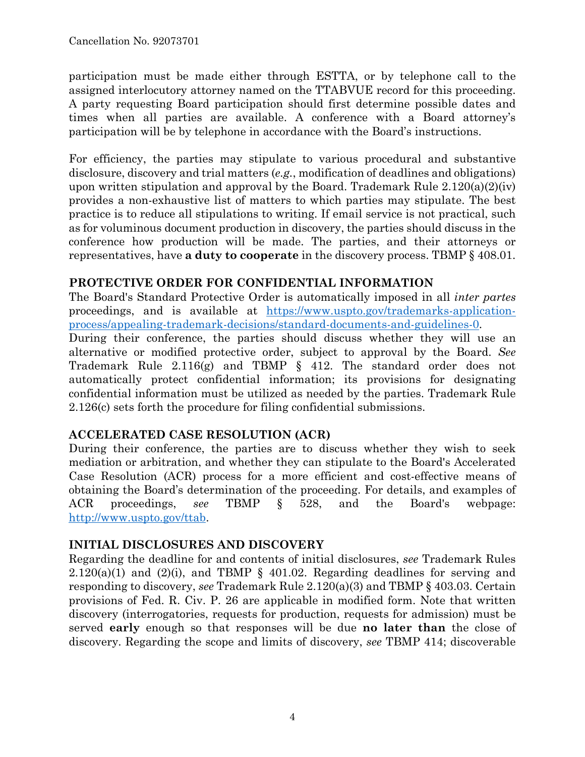participation must be made either through ESTTA, or by telephone call to the assigned interlocutory attorney named on the TTABVUE record for this proceeding. A party requesting Board participation should first determine possible dates and times when all parties are available. A conference with a Board attorney's participation will be by telephone in accordance with the Board's instructions.

For efficiency, the parties may stipulate to various procedural and substantive disclosure, discovery and trial matters (*e.g.*, modification of deadlines and obligations) upon written stipulation and approval by the Board. Trademark Rule 2.120(a)(2)(iv) provides a non-exhaustive list of matters to which parties may stipulate. The best practice is to reduce all stipulations to writing. If email service is not practical, such as for voluminous document production in discovery, the parties should discuss in the conference how production will be made. The parties, and their attorneys or representatives, have **a duty to cooperate** in the discovery process. TBMP § 408.01.

## PROTECTIVE ORDER FOR CONFIDENTIAL INFORMATION

The Board's Standard Protective Order is automatically imposed in all *inter partes* proceedings, and is available at [https://www.uspto.gov/trademarks-application-process/appealing-trademark-decisions/standard-documents-and-guidelines-0](https://www.uspto.gov/trademarks-application-process/appealing-trademark-decisions/standard-documents-and-guidelines-0).
During their conference, the parties should discuss whether they will use an alternative or modified protective order, subject to approval by the Board. *See* Trademark Rule 2.116(g) and TBMP § 412. The standard order does not automatically protect confidential information; its provisions for designating confidential information must be utilized as needed by the parties. Trademark Rule 2.126(c) sets forth the procedure for filing confidential submissions.

## ACCELERATED CASE RESOLUTION (ACR)

During their conference, the parties are to discuss whether they wish to seek mediation or arbitration, and whether they can stipulate to the Board's Accelerated Case Resolution (ACR) process for a more efficient and cost-effective means of obtaining the Board's determination of the proceeding. For details, and examples of ACR proceedings, *see* TBMP § 528, and the Board's webpage: [http://www.uspto.gov/ttab](http://www.uspto.gov/ttab).

## INITIAL DISCLOSURES AND DISCOVERY

Regarding the deadline for and contents of initial disclosures, *see* Trademark Rules 2.120(a)(1) and (2)(i), and TBMP § 401.02. Regarding deadlines for serving and responding to discovery, *see* Trademark Rule 2.120(a)(3) and TBMP § 403.03. Certain provisions of Fed. R. Civ. P. 26 are applicable in modified form. Note that written discovery (interrogatories, requests for production, requests for admission) must be served **early** enough so that responses will be due **no later than** the close of discovery. Regarding the scope and limits of discovery, *see* TBMP 414; discoverable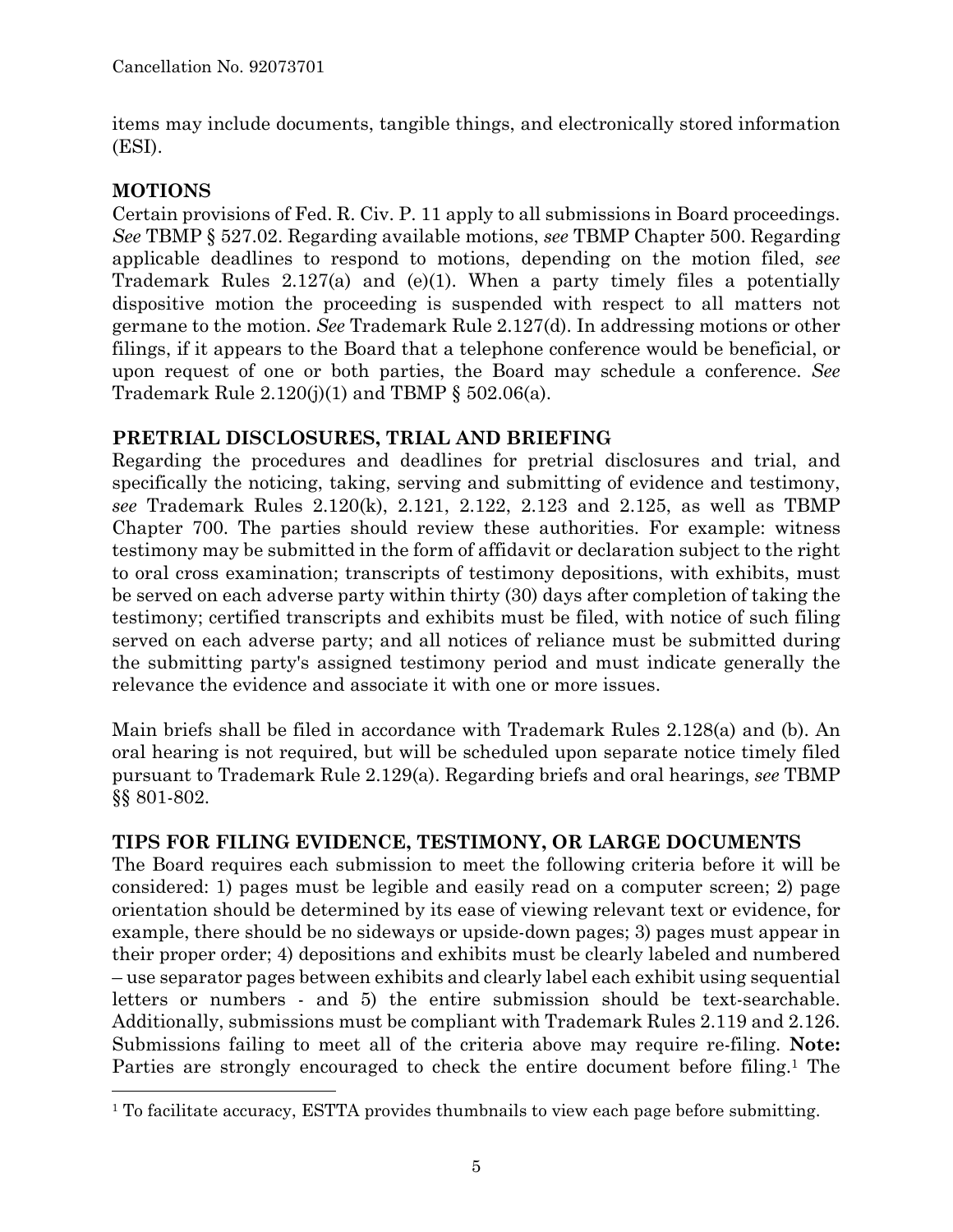items may include documents, tangible things, and electronically stored information (ESI).

## MOTIONS

Certain provisions of Fed. R. Civ. P. 11 apply to all submissions in Board proceedings. *See* TBMP § 527.02. Regarding available motions, *see* TBMP Chapter 500. Regarding applicable deadlines to respond to motions, depending on the motion filed, *see* Trademark Rules 2.127(a) and (e)(1). When a party timely files a potentially dispositive motion the proceeding is suspended with respect to all matters not germane to the motion. *See* Trademark Rule 2.127(d). In addressing motions or other filings, if it appears to the Board that a telephone conference would be beneficial, or upon request of one or both parties, the Board may schedule a conference. *See* Trademark Rule 2.120(j)(1) and TBMP § 502.06(a).

## PRETRIAL DISCLOSURES, TRIAL AND BRIEFING

Regarding the procedures and deadlines for pretrial disclosures and trial, and specifically the noticing, taking, serving and submitting of evidence and testimony, *see* Trademark Rules 2.120(k), 2.121, 2.122, 2.123 and 2.125, as well as TBMP Chapter 700. The parties should review these authorities. For example: witness testimony may be submitted in the form of affidavit or declaration subject to the right to oral cross examination; transcripts of testimony depositions, with exhibits, must be served on each adverse party within thirty (30) days after completion of taking the testimony; certified transcripts and exhibits must be filed, with notice of such filing served on each adverse party; and all notices of reliance must be submitted during the submitting party's assigned testimony period and must indicate generally the relevance the evidence and associate it with one or more issues.

Main briefs shall be filed in accordance with Trademark Rules 2.128(a) and (b). An oral hearing is not required, but will be scheduled upon separate notice timely filed pursuant to Trademark Rule 2.129(a). Regarding briefs and oral hearings, *see* TBMP §§ 801-802.

## TIPS FOR FILING EVIDENCE, TESTIMONY, OR LARGE DOCUMENTS

The Board requires each submission to meet the following criteria before it will be considered: 1) pages must be legible and easily read on a computer screen; 2) page orientation should be determined by its ease of viewing relevant text or evidence, for example, there should be no sideways or upside-down pages; 3) pages must appear in their proper order; 4) depositions and exhibits must be clearly labeled and numbered – use separator pages between exhibits and clearly label each exhibit using sequential letters or numbers - and 5) the entire submission should be text-searchable. Additionally, submissions must be compliant with Trademark Rules 2.119 and 2.126. Submissions failing to meet all of the criteria above may require re-filing. **Note:** Parties are strongly encouraged to check the entire document before filing.[1] The

[1] To facilitate accuracy, ESTTA provides thumbnails to view each page before submitting.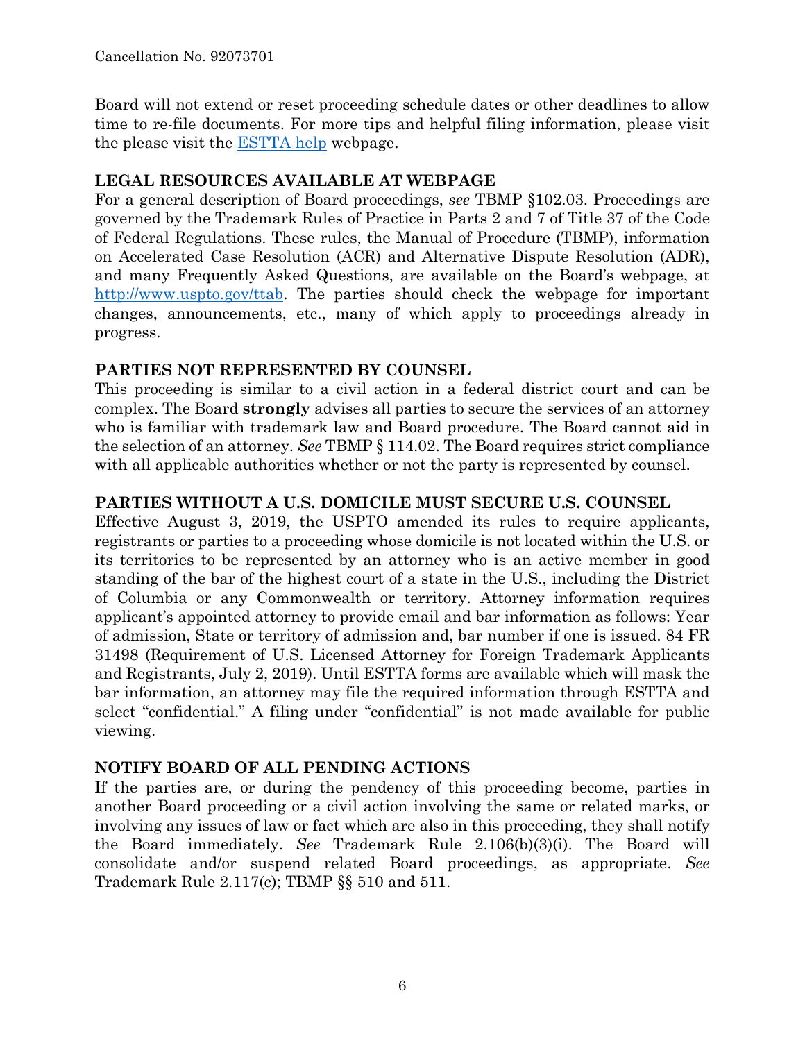Board will not extend or reset proceeding schedule dates or other deadlines to allow time to re-file documents. For more tips and helpful filing information, please visit the please visit the [ESTTA help](#) webpage.

## LEGAL RESOURCES AVAILABLE AT WEBPAGE

For a general description of Board proceedings, *see* TBMP §102.03. Proceedings are governed by the Trademark Rules of Practice in Parts 2 and 7 of Title 37 of the Code of Federal Regulations. These rules, the Manual of Procedure (TBMP), information on Accelerated Case Resolution (ACR) and Alternative Dispute Resolution (ADR), and many Frequently Asked Questions, are available on the Board's webpage, at http://www.uspto.gov/ttab. The parties should check the webpage for important changes, announcements, etc., many of which apply to proceedings already in progress.

## PARTIES NOT REPRESENTED BY COUNSEL

This proceeding is similar to a civil action in a federal district court and can be complex. The Board **strongly** advises all parties to secure the services of an attorney who is familiar with trademark law and Board procedure. The Board cannot aid in the selection of an attorney. *See* TBMP § 114.02. The Board requires strict compliance with all applicable authorities whether or not the party is represented by counsel.

## PARTIES WITHOUT A U.S. DOMICILE MUST SECURE U.S. COUNSEL

Effective August 3, 2019, the USPTO amended its rules to require applicants, registrants or parties to a proceeding whose domicile is not located within the U.S. or its territories to be represented by an attorney who is an active member in good standing of the bar of the highest court of a state in the U.S., including the District of Columbia or any Commonwealth or territory. Attorney information requires applicant's appointed attorney to provide email and bar information as follows: Year of admission, State or territory of admission and, bar number if one is issued. 84 FR 31498 (Requirement of U.S. Licensed Attorney for Foreign Trademark Applicants and Registrants, July 2, 2019). Until ESTTA forms are available which will mask the bar information, an attorney may file the required information through ESTTA and select "confidential." A filing under "confidential" is not made available for public viewing.

## NOTIFY BOARD OF ALL PENDING ACTIONS

If the parties are, or during the pendency of this proceeding become, parties in another Board proceeding or a civil action involving the same or related marks, or involving any issues of law or fact which are also in this proceeding, they shall notify the Board immediately. *See* Trademark Rule 2.106(b)(3)(i). The Board will consolidate and/or suspend related Board proceedings, as appropriate. *See* Trademark Rule 2.117(c); TBMP §§ 510 and 511.